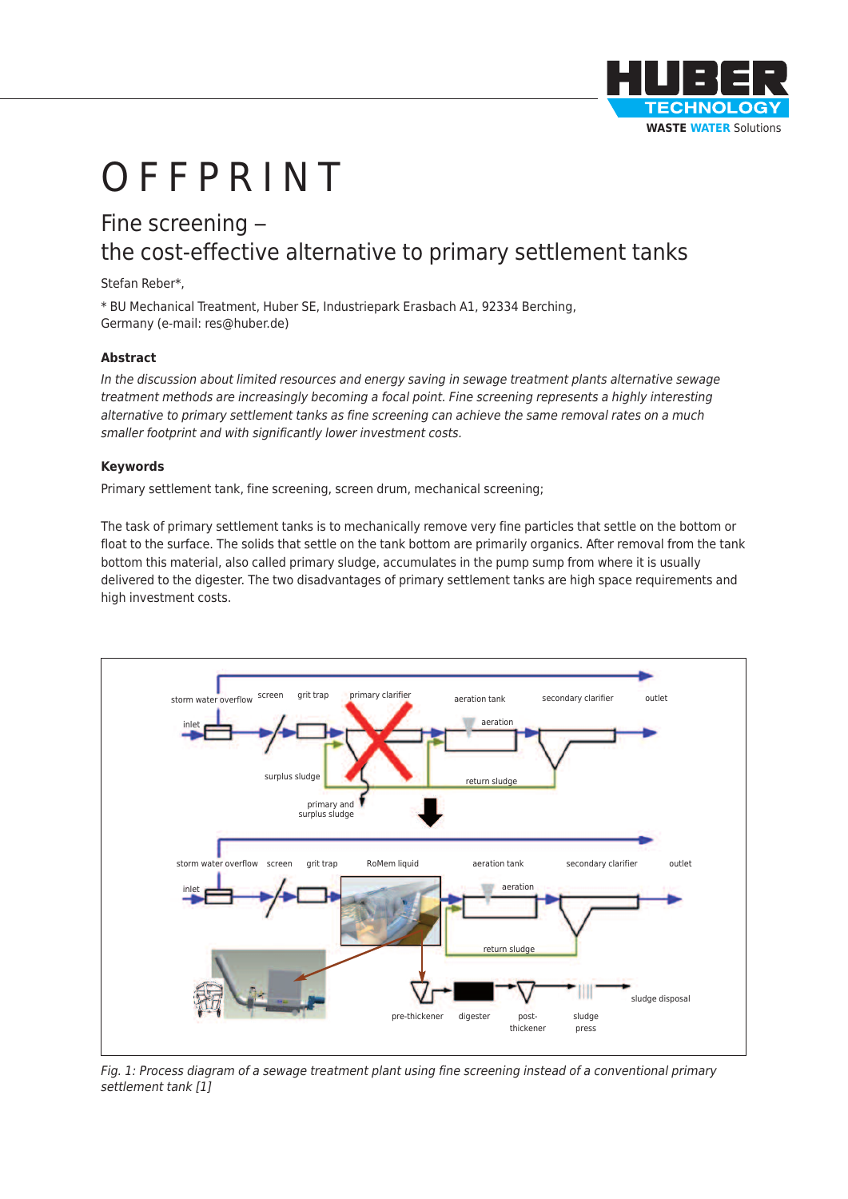# OFFPRINT

## Fine screening –
## the cost-effective alternative to primary settlement tanks

Stefan Reber*,

\* BU Mechanical Treatment, Huber SE, Industriepark Erasbach A1, 92334 Berching, Germany (e-mail: res@huber.de)

### Abstract

*In the discussion about limited resources and energy saving in sewage treatment plants alternative sewage treatment methods are increasingly becoming a focal point. Fine screening represents a highly interesting alternative to primary settlement tanks as fine screening can achieve the same removal rates on a much smaller footprint and with significantly lower investment costs.*

### Keywords

Primary settlement tank, fine screening, screen drum, mechanical screening;

The task of primary settlement tanks is to mechanically remove very fine particles that settle on the bottom or float to the surface. The solids that settle on the tank bottom are primarily organics. After removal from the tank bottom this material, also called primary sludge, accumulates in the pump sump from where it is usually delivered to the digester. The two disadvantages of primary settlement tanks are high space requirements and high investment costs.

*Fig. 1: Process diagram of a sewage treatment plant using fine screening instead of a conventional primary settlement tank [1]*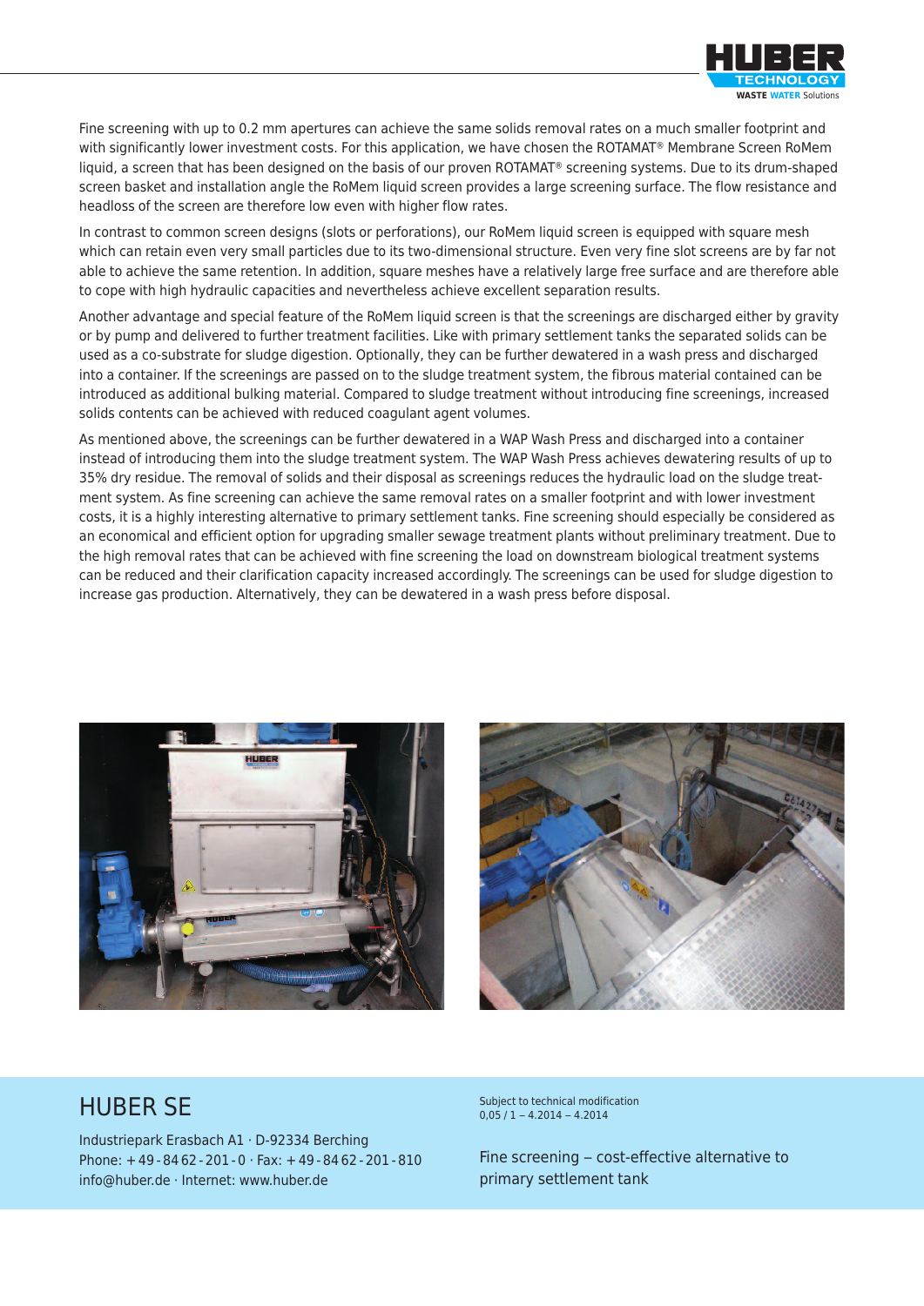Fine screening with up to 0.2 mm apertures can achieve the same solids removal rates on a much smaller footprint and with significantly lower investment costs. For this application, we have chosen the ROTAMAT® Membrane Screen RoMem liquid, a screen that has been designed on the basis of our proven ROTAMAT® screening systems. Due to its drum-shaped screen basket and installation angle the RoMem liquid screen provides a large screening surface. The flow resistance and headloss of the screen are therefore low even with higher flow rates.

In contrast to common screen designs (slots or perforations), our RoMem liquid screen is equipped with square mesh which can retain even very small particles due to its two-dimensional structure. Even very fine slot screens are by far not able to achieve the same retention. In addition, square meshes have a relatively large free surface and are therefore able to cope with high hydraulic capacities and nevertheless achieve excellent separation results.

Another advantage and special feature of the RoMem liquid screen is that the screenings are discharged either by gravity or by pump and delivered to further treatment facilities. Like with primary settlement tanks the separated solids can be used as a co-substrate for sludge digestion. Optionally, they can be further dewatered in a wash press and discharged into a container. If the screenings are passed on to the sludge treatment system, the fibrous material contained can be introduced as additional bulking material. Compared to sludge treatment without introducing fine screenings, increased solids contents can be achieved with reduced coagulant agent volumes.

As mentioned above, the screenings can be further dewatered in a WAP Wash Press and discharged into a container instead of introducing them into the sludge treatment system. The WAP Wash Press achieves dewatering results of up to 35% dry residue. The removal of solids and their disposal as screenings reduces the hydraulic load on the sludge treatment system. As fine screening can achieve the same removal rates on a smaller footprint and with lower investment costs, it is a highly interesting alternative to primary settlement tanks. Fine screening should especially be considered as an economical and efficient option for upgrading smaller sewage treatment plants without preliminary treatment. Due to the high removal rates that can be achieved with fine screening the load on downstream biological treatment systems can be reduced and their clarification capacity increased accordingly. The screenings can be used for sludge digestion to increase gas production. Alternatively, they can be dewatered in a wash press before disposal.

## HUBER SE

Industriepark Erasbach A1 · D-92334 Berching
Phone: + 49 - 84 62 - 201 - 0 · Fax: + 49 - 84 62 - 201 - 810
info@huber.de · Internet: www.huber.de

Subject to technical modification
0,05 / 1 – 4.2014 – 4.2014

Fine screening – cost-effective alternative to primary settlement tank